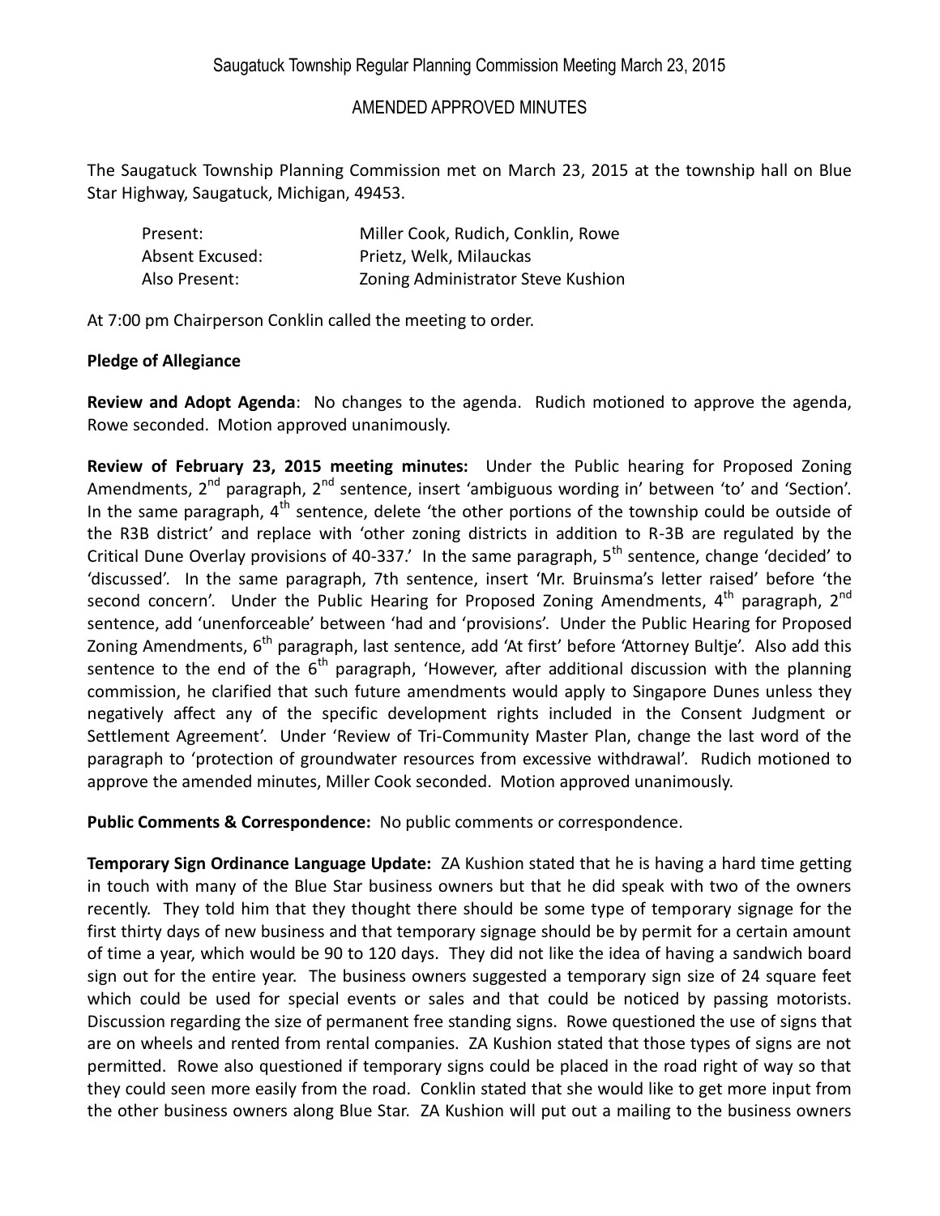Saugatuck Township Regular Planning Commission Meeting March 23, 2015

AMENDED APPROVED MINUTES

The Saugatuck Township Planning Commission met on March 23, 2015 at the township hall on Blue Star Highway, Saugatuck, Michigan, 49453.

| | |
|---|---|
| Present: | Miller Cook, Rudich, Conklin, Rowe |
| Absent Excused: | Prietz, Welk, Milauckas |
| Also Present: | Zoning Administrator Steve Kushion |

At 7:00 pm Chairperson Conklin called the meeting to order.

**Pledge of Allegiance**

**Review and Adopt Agenda**: No changes to the agenda. Rudich motioned to approve the agenda, Rowe seconded. Motion approved unanimously.

**Review of February 23, 2015 meeting minutes:** Under the Public hearing for Proposed Zoning Amendments, 2nd paragraph, 2nd sentence, insert 'ambiguous wording in' between 'to' and 'Section'. In the same paragraph, 4th sentence, delete 'the other portions of the township could be outside of the R3B district' and replace with 'other zoning districts in addition to R-3B are regulated by the Critical Dune Overlay provisions of 40-337.' In the same paragraph, 5th sentence, change 'decided' to 'discussed'. In the same paragraph, 7th sentence, insert 'Mr. Bruinsma's letter raised' before 'the second concern'. Under the Public Hearing for Proposed Zoning Amendments, 4th paragraph, 2nd sentence, add 'unenforceable' between 'had and 'provisions'. Under the Public Hearing for Proposed Zoning Amendments, 6th paragraph, last sentence, add 'At first' before 'Attorney Bultje'. Also add this sentence to the end of the 6th paragraph, 'However, after additional discussion with the planning commission, he clarified that such future amendments would apply to Singapore Dunes unless they negatively affect any of the specific development rights included in the Consent Judgment or Settlement Agreement'. Under 'Review of Tri-Community Master Plan, change the last word of the paragraph to 'protection of groundwater resources from excessive withdrawal'. Rudich motioned to approve the amended minutes, Miller Cook seconded. Motion approved unanimously.

**Public Comments & Correspondence:** No public comments or correspondence.

**Temporary Sign Ordinance Language Update:** ZA Kushion stated that he is having a hard time getting in touch with many of the Blue Star business owners but that he did speak with two of the owners recently. They told him that they thought there should be some type of temporary signage for the first thirty days of new business and that temporary signage should be by permit for a certain amount of time a year, which would be 90 to 120 days. They did not like the idea of having a sandwich board sign out for the entire year. The business owners suggested a temporary sign size of 24 square feet which could be used for special events or sales and that could be noticed by passing motorists. Discussion regarding the size of permanent free standing signs. Rowe questioned the use of signs that are on wheels and rented from rental companies. ZA Kushion stated that those types of signs are not permitted. Rowe also questioned if temporary signs could be placed in the road right of way so that they could seen more easily from the road. Conklin stated that she would like to get more input from the other business owners along Blue Star. ZA Kushion will put out a mailing to the business owners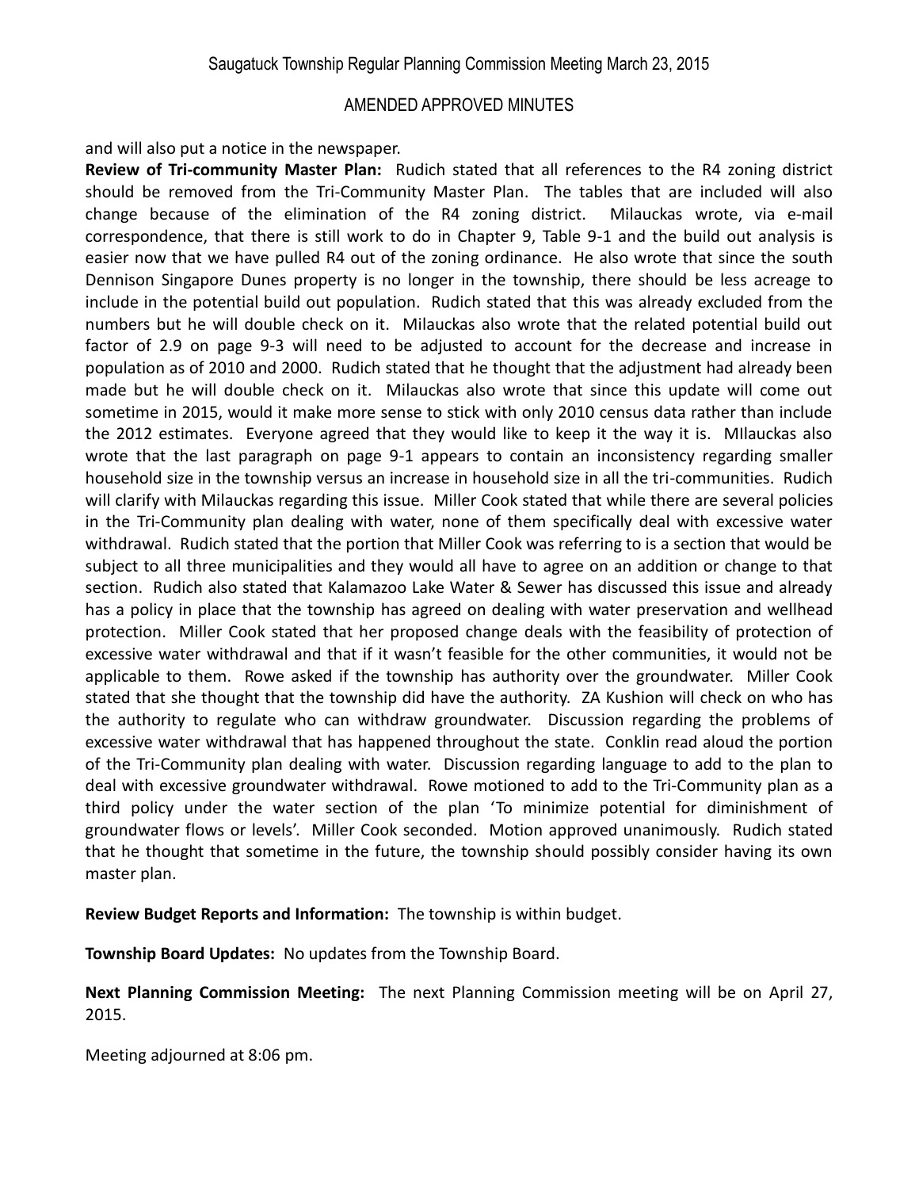and will also put a notice in the newspaper.

**Review of Tri-community Master Plan:** Rudich stated that all references to the R4 zoning district should be removed from the Tri-Community Master Plan. The tables that are included will also change because of the elimination of the R4 zoning district. Milauckas wrote, via e-mail correspondence, that there is still work to do in Chapter 9, Table 9-1 and the build out analysis is easier now that we have pulled R4 out of the zoning ordinance. He also wrote that since the south Dennison Singapore Dunes property is no longer in the township, there should be less acreage to include in the potential build out population. Rudich stated that this was already excluded from the numbers but he will double check on it. Milauckas also wrote that the related potential build out factor of 2.9 on page 9-3 will need to be adjusted to account for the decrease and increase in population as of 2010 and 2000. Rudich stated that he thought that the adjustment had already been made but he will double check on it. Milauckas also wrote that since this update will come out sometime in 2015, would it make more sense to stick with only 2010 census data rather than include the 2012 estimates. Everyone agreed that they would like to keep it the way it is. MIlauckas also wrote that the last paragraph on page 9-1 appears to contain an inconsistency regarding smaller household size in the township versus an increase in household size in all the tri-communities. Rudich will clarify with Milauckas regarding this issue. Miller Cook stated that while there are several policies in the Tri-Community plan dealing with water, none of them specifically deal with excessive water withdrawal. Rudich stated that the portion that Miller Cook was referring to is a section that would be subject to all three municipalities and they would all have to agree on an addition or change to that section. Rudich also stated that Kalamazoo Lake Water & Sewer has discussed this issue and already has a policy in place that the township has agreed on dealing with water preservation and wellhead protection. Miller Cook stated that her proposed change deals with the feasibility of protection of excessive water withdrawal and that if it wasn't feasible for the other communities, it would not be applicable to them. Rowe asked if the township has authority over the groundwater. Miller Cook stated that she thought that the township did have the authority. ZA Kushion will check on who has the authority to regulate who can withdraw groundwater. Discussion regarding the problems of excessive water withdrawal that has happened throughout the state. Conklin read aloud the portion of the Tri-Community plan dealing with water. Discussion regarding language to add to the plan to deal with excessive groundwater withdrawal. Rowe motioned to add to the Tri-Community plan as a third policy under the water section of the plan 'To minimize potential for diminishment of groundwater flows or levels'. Miller Cook seconded. Motion approved unanimously. Rudich stated that he thought that sometime in the future, the township should possibly consider having its own master plan.

**Review Budget Reports and Information:** The township is within budget.

**Township Board Updates:** No updates from the Township Board.

**Next Planning Commission Meeting:** The next Planning Commission meeting will be on April 27, 2015.

Meeting adjourned at 8:06 pm.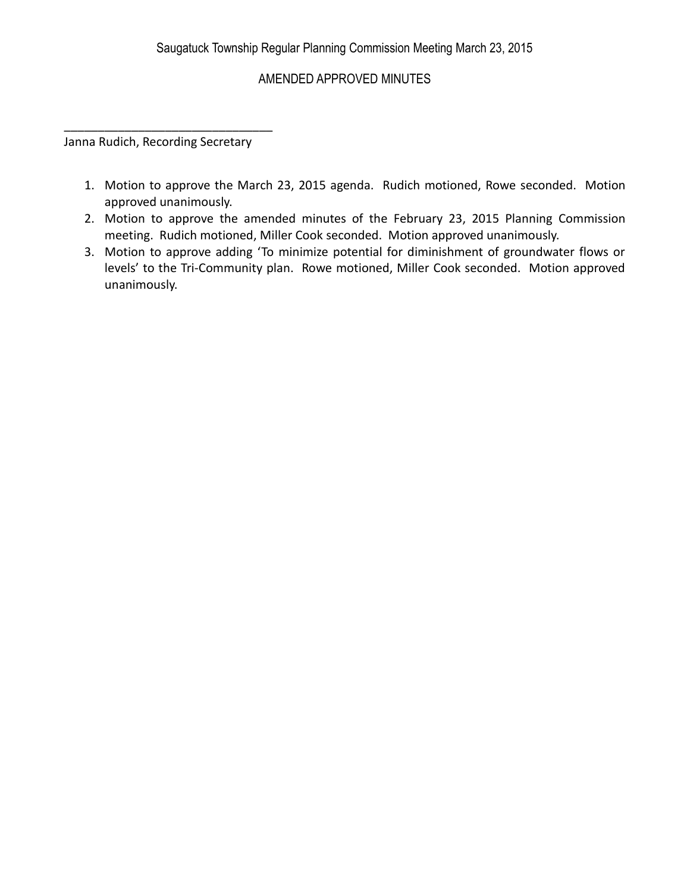Saugatuck Township Regular Planning Commission Meeting March 23, 2015

AMENDED APPROVED MINUTES

_______________________________

Janna Rudich, Recording Secretary

1. Motion to approve the March 23, 2015 agenda. Rudich motioned, Rowe seconded. Motion approved unanimously.
2. Motion to approve the amended minutes of the February 23, 2015 Planning Commission meeting. Rudich motioned, Miller Cook seconded. Motion approved unanimously.
3. Motion to approve adding 'To minimize potential for diminishment of groundwater flows or levels' to the Tri-Community plan. Rowe motioned, Miller Cook seconded. Motion approved unanimously.